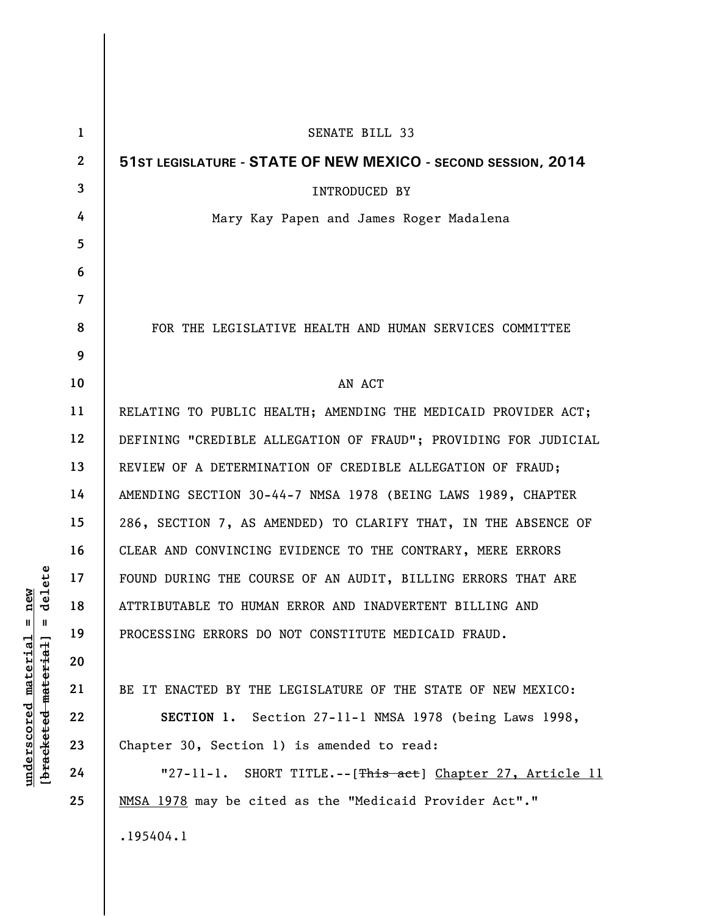SENATE BILL 33

**51ST LEGISLATURE - STATE OF NEW MEXICO - SECOND SESSION, 2014**

INTRODUCED BY

Mary Kay Papen and James Roger Madalena

FOR THE LEGISLATIVE HEALTH AND HUMAN SERVICES COMMITTEE

AN ACT

RELATING TO PUBLIC HEALTH; AMENDING THE MEDICAID PROVIDER ACT; DEFINING "CREDIBLE ALLEGATION OF FRAUD"; PROVIDING FOR JUDICIAL REVIEW OF A DETERMINATION OF CREDIBLE ALLEGATION OF FRAUD; AMENDING SECTION 30-44-7 NMSA 1978 (BEING LAWS 1989, CHAPTER 286, SECTION 7, AS AMENDED) TO CLARIFY THAT, IN THE ABSENCE OF CLEAR AND CONVINCING EVIDENCE TO THE CONTRARY, MERE ERRORS FOUND DURING THE COURSE OF AN AUDIT, BILLING ERRORS THAT ARE ATTRIBUTABLE TO HUMAN ERROR AND INADVERTENT BILLING AND PROCESSING ERRORS DO NOT CONSTITUTE MEDICAID FRAUD.

BE IT ENACTED BY THE LEGISLATURE OF THE STATE OF NEW MEXICO:

**SECTION 1.** Section 27-11-1 NMSA 1978 (being Laws 1998, Chapter 30, Section 1) is amended to read:

"27-11-1. SHORT TITLE.--[~~This act~~] <u>Chapter 27, Article 11 NMSA 1978</u> may be cited as the "Medicaid Provider Act"."

.195404.1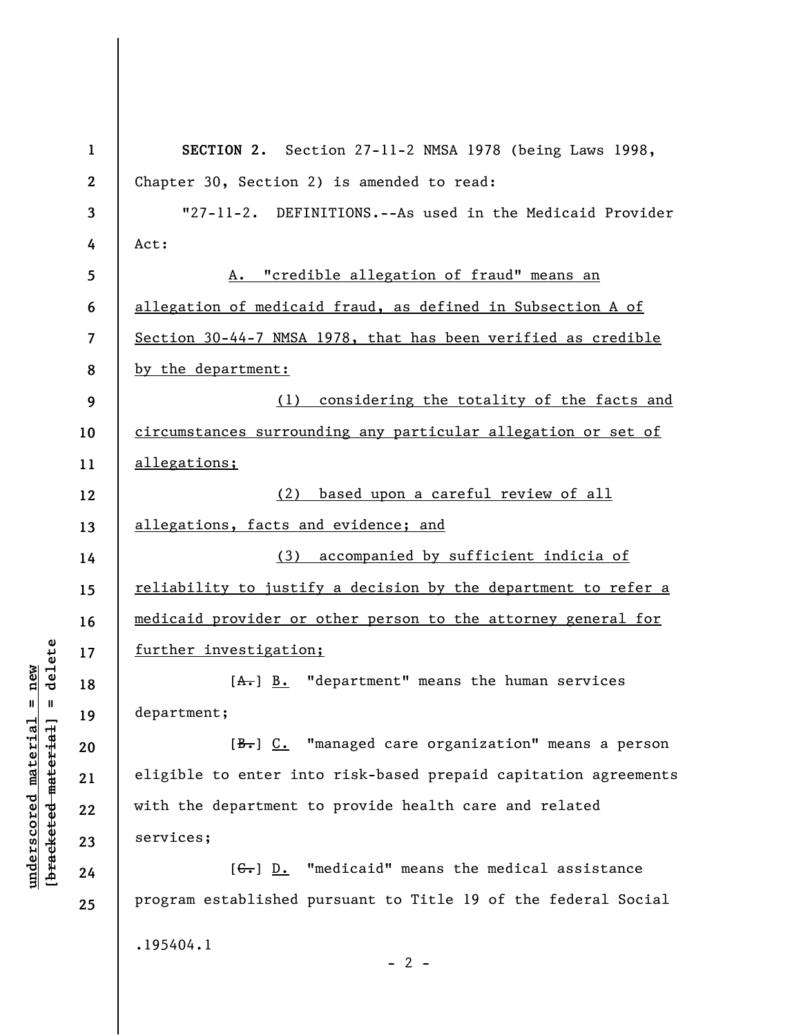**SECTION 2.** Section 27-11-2 NMSA 1978 (being Laws 1998, Chapter 30, Section 2) is amended to read:

"27-11-2. DEFINITIONS.--As used in the Medicaid Provider Act:

A. "credible allegation of fraud" means an allegation of medicaid fraud, as defined in Subsection A of Section 30-44-7 NMSA 1978, that has been verified as credible by the department:

(1) considering the totality of the facts and circumstances surrounding any particular allegation or set of allegations;

(2) based upon a careful review of all allegations, facts and evidence; and

(3) accompanied by sufficient indicia of reliability to justify a decision by the department to refer a medicaid provider or other person to the attorney general for further investigation;

[~~A.~~] B. "department" means the human services department;

[~~B.~~] C. "managed care organization" means a person eligible to enter into risk-based prepaid capitation agreements with the department to provide health care and related services;

[~~C.~~] D. "medicaid" means the medical assistance program established pursuant to Title 19 of the federal Social

.195404.1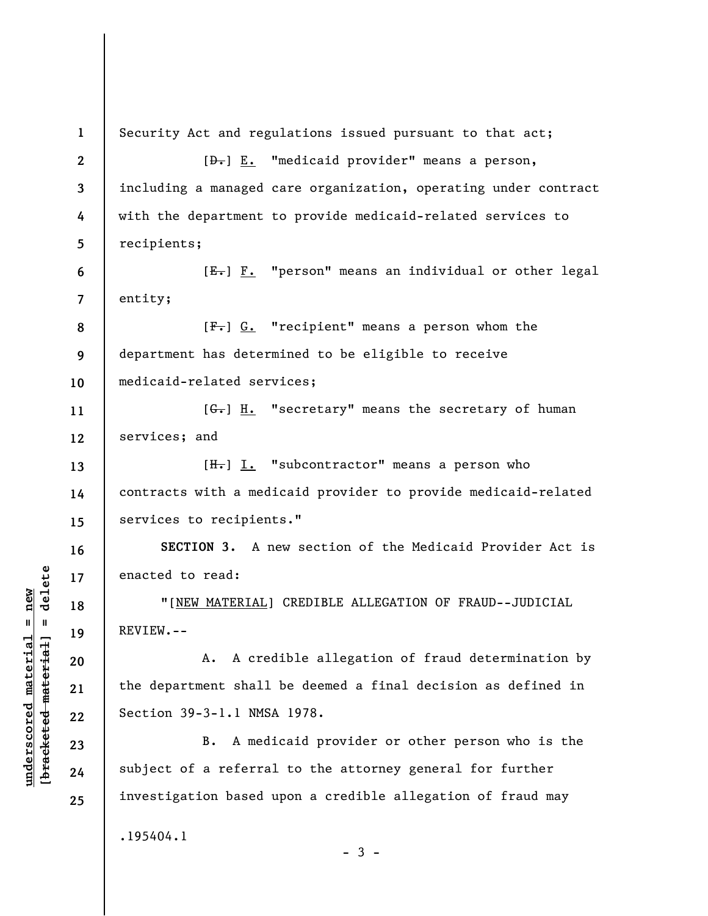Security Act and regulations issued pursuant to that act;

[~~D.~~] E. "medicaid provider" means a person, including a managed care organization, operating under contract with the department to provide medicaid-related services to recipients;

[~~E.~~] F. "person" means an individual or other legal entity;

[~~F.~~] G. "recipient" means a person whom the department has determined to be eligible to receive medicaid-related services;

[~~G.~~] H. "secretary" means the secretary of human services; and

[~~H.~~] I. "subcontractor" means a person who contracts with a medicaid provider to provide medicaid-related services to recipients."

**SECTION 3.** A new section of the Medicaid Provider Act is enacted to read:

"[NEW MATERIAL] CREDIBLE ALLEGATION OF FRAUD--JUDICIAL REVIEW.--

A. A credible allegation of fraud determination by the department shall be deemed a final decision as defined in Section 39-3-1.1 NMSA 1978.

B. A medicaid provider or other person who is the subject of a referral to the attorney general for further investigation based upon a credible allegation of fraud may

.195404.1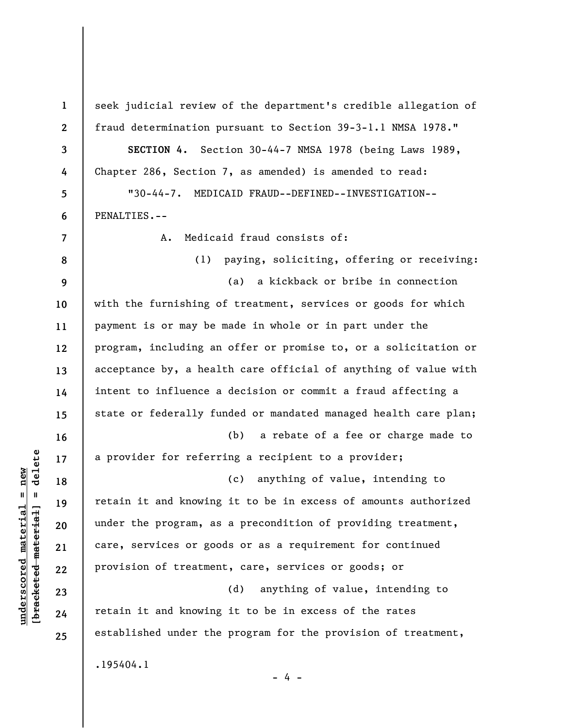seek judicial review of the department's credible allegation of fraud determination pursuant to Section 39-3-1.1 NMSA 1978."

**SECTION 4.** Section 30-44-7 NMSA 1978 (being Laws 1989, Chapter 286, Section 7, as amended) is amended to read:

"30-44-7. MEDICAID FRAUD--DEFINED--INVESTIGATION--PENALTIES.--

A. Medicaid fraud consists of:

(1) paying, soliciting, offering or receiving:

(a) a kickback or bribe in connection with the furnishing of treatment, services or goods for which payment is or may be made in whole or in part under the program, including an offer or promise to, or a solicitation or acceptance by, a health care official of anything of value with intent to influence a decision or commit a fraud affecting a state or federally funded or mandated managed health care plan;

(b) a rebate of a fee or charge made to a provider for referring a recipient to a provider;

(c) anything of value, intending to retain it and knowing it to be in excess of amounts authorized under the program, as a precondition of providing treatment, care, services or goods or as a requirement for continued provision of treatment, care, services or goods; or

(d) anything of value, intending to retain it and knowing it to be in excess of the rates established under the program for the provision of treatment,

.195404.1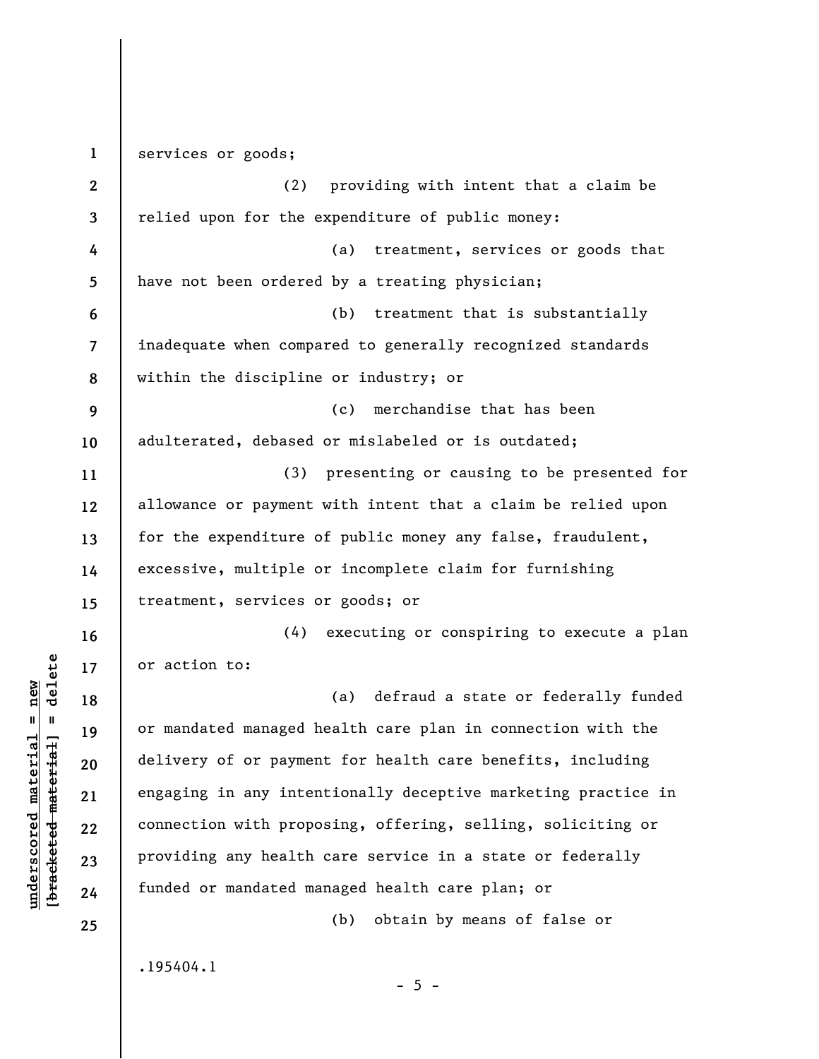services or goods;

(2) providing with intent that a claim be relied upon for the expenditure of public money:

(a) treatment, services or goods that have not been ordered by a treating physician;

(b) treatment that is substantially inadequate when compared to generally recognized standards within the discipline or industry; or

(c) merchandise that has been adulterated, debased or mislabeled or is outdated;

(3) presenting or causing to be presented for allowance or payment with intent that a claim be relied upon for the expenditure of public money any false, fraudulent, excessive, multiple or incomplete claim for furnishing treatment, services or goods; or

(4) executing or conspiring to execute a plan or action to:

(a) defraud a state or federally funded or mandated managed health care plan in connection with the delivery of or payment for health care benefits, including engaging in any intentionally deceptive marketing practice in connection with proposing, offering, selling, soliciting or providing any health care service in a state or federally funded or mandated managed health care plan; or

(b) obtain by means of false or

.195404.1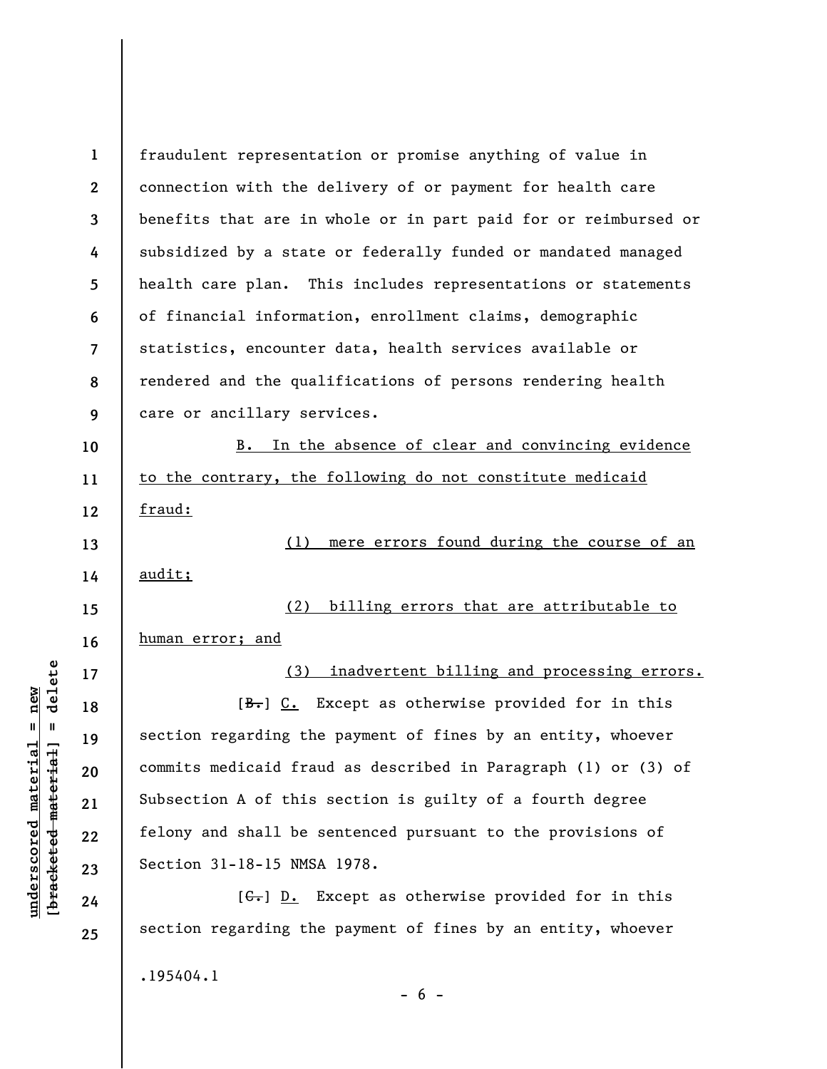fraudulent representation or promise anything of value in connection with the delivery of or payment for health care benefits that are in whole or in part paid for or reimbursed or subsidized by a state or federally funded or mandated managed health care plan. This includes representations or statements of financial information, enrollment claims, demographic statistics, encounter data, health services available or rendered and the qualifications of persons rendering health care or ancillary services.

B. In the absence of clear and convincing evidence to the contrary, the following do not constitute medicaid fraud:

(1) mere errors found during the course of an audit;

(2) billing errors that are attributable to human error; and

(3) inadvertent billing and processing errors.

[~~B.~~] C. Except as otherwise provided for in this section regarding the payment of fines by an entity, whoever commits medicaid fraud as described in Paragraph (1) or (3) of Subsection A of this section is guilty of a fourth degree felony and shall be sentenced pursuant to the provisions of Section 31-18-15 NMSA 1978.

[~~C.~~] D. Except as otherwise provided for in this section regarding the payment of fines by an entity, whoever

.195404.1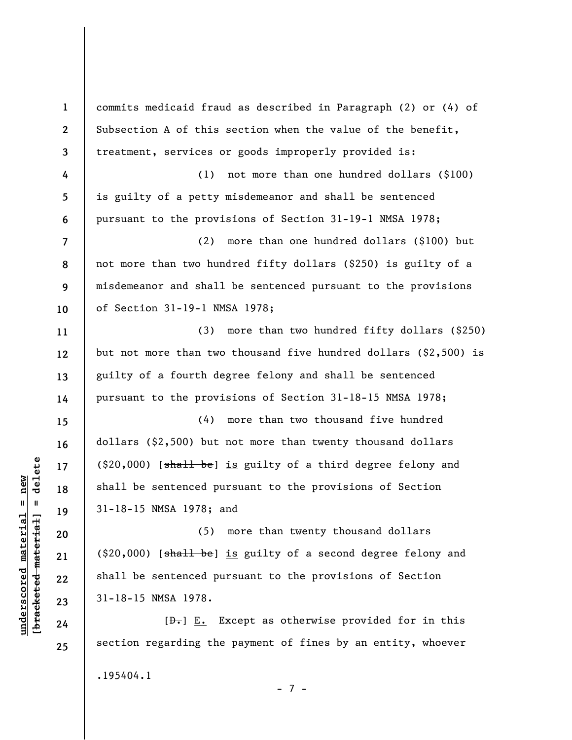commits medicaid fraud as described in Paragraph (2) or (4) of Subsection A of this section when the value of the benefit, treatment, services or goods improperly provided is:

(1) not more than one hundred dollars ($100) is guilty of a petty misdemeanor and shall be sentenced pursuant to the provisions of Section 31-19-1 NMSA 1978;

(2) more than one hundred dollars ($100) but not more than two hundred fifty dollars ($250) is guilty of a misdemeanor and shall be sentenced pursuant to the provisions of Section 31-19-1 NMSA 1978;

(3) more than two hundred fifty dollars ($250) but not more than two thousand five hundred dollars ($2,500) is guilty of a fourth degree felony and shall be sentenced pursuant to the provisions of Section 31-18-15 NMSA 1978;

(4) more than two thousand five hundred dollars ($2,500) but not more than twenty thousand dollars ($20,000) [~~shall be~~] is guilty of a third degree felony and shall be sentenced pursuant to the provisions of Section 31-18-15 NMSA 1978; and

(5) more than twenty thousand dollars ($20,000) [~~shall be~~] is guilty of a second degree felony and shall be sentenced pursuant to the provisions of Section 31-18-15 NMSA 1978.

[~~D.~~] E. Except as otherwise provided for in this section regarding the payment of fines by an entity, whoever

.195404.1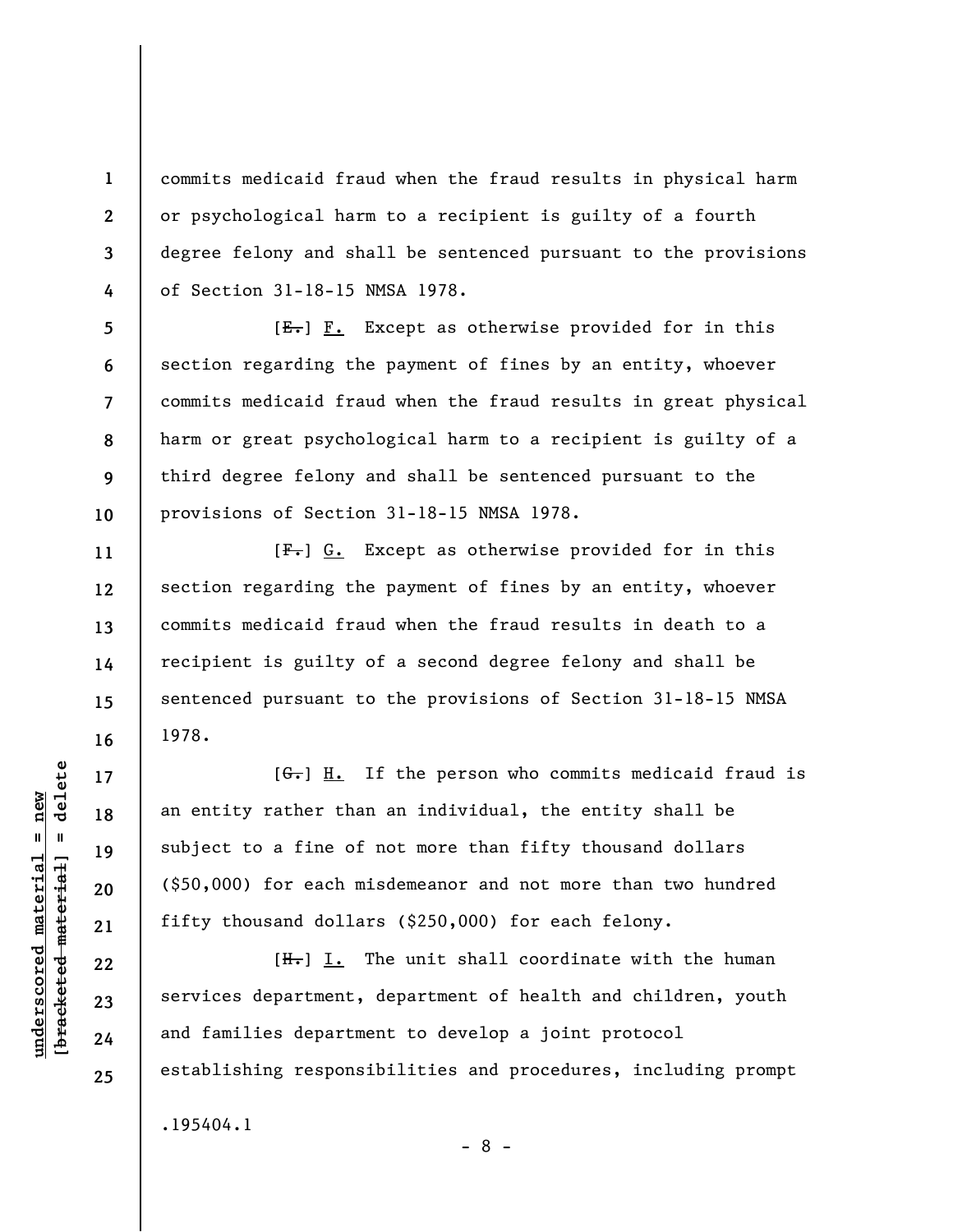commits medicaid fraud when the fraud results in physical harm or psychological harm to a recipient is guilty of a fourth degree felony and shall be sentenced pursuant to the provisions of Section 31-18-15 NMSA 1978.

[~~E.~~] F. Except as otherwise provided for in this section regarding the payment of fines by an entity, whoever commits medicaid fraud when the fraud results in great physical harm or great psychological harm to a recipient is guilty of a third degree felony and shall be sentenced pursuant to the provisions of Section 31-18-15 NMSA 1978.

[~~F.~~] G. Except as otherwise provided for in this section regarding the payment of fines by an entity, whoever commits medicaid fraud when the fraud results in death to a recipient is guilty of a second degree felony and shall be sentenced pursuant to the provisions of Section 31-18-15 NMSA 1978.

[~~G.~~] H. If the person who commits medicaid fraud is an entity rather than an individual, the entity shall be subject to a fine of not more than fifty thousand dollars ($50,000) for each misdemeanor and not more than two hundred fifty thousand dollars ($250,000) for each felony.

[~~H.~~] I. The unit shall coordinate with the human services department, department of health and children, youth and families department to develop a joint protocol establishing responsibilities and procedures, including prompt

.195404.1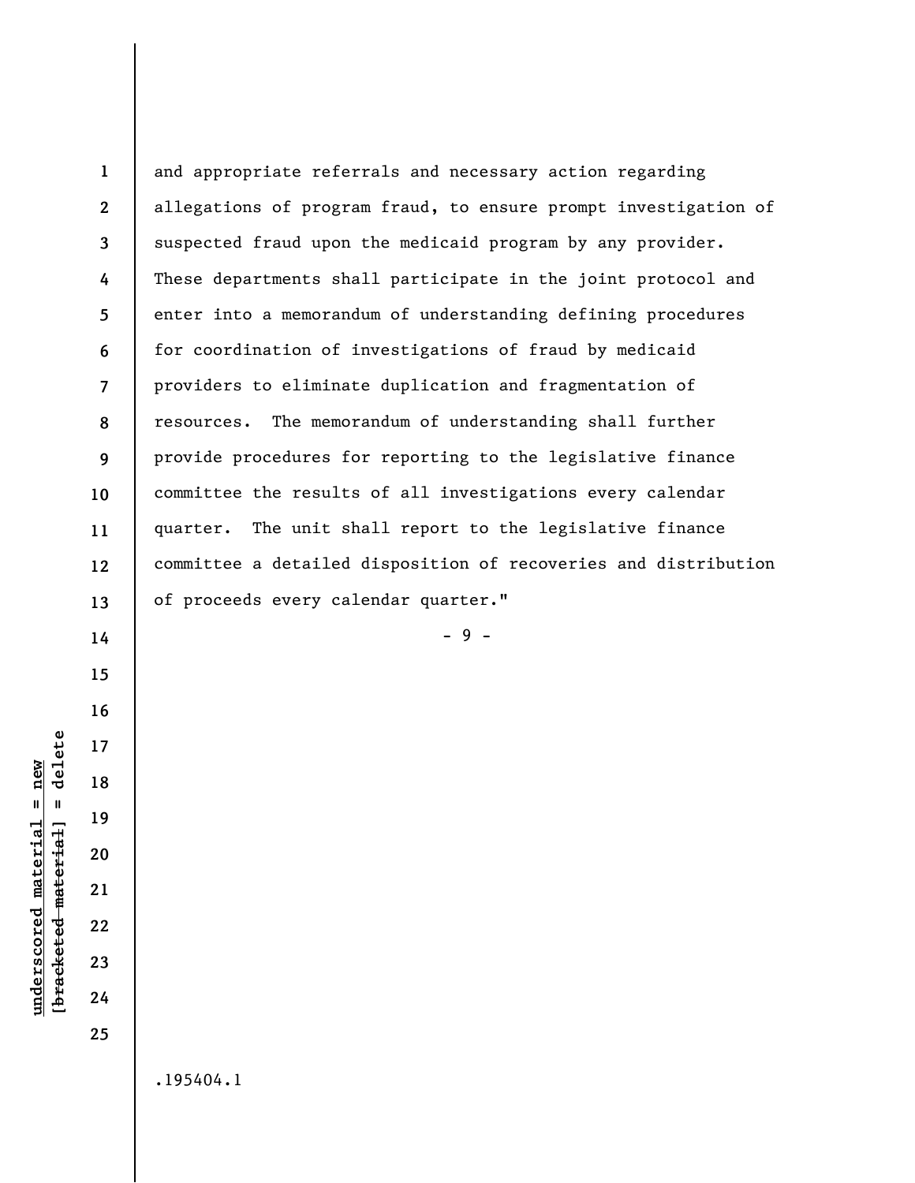and appropriate referrals and necessary action regarding allegations of program fraud, to ensure prompt investigation of suspected fraud upon the medicaid program by any provider. These departments shall participate in the joint protocol and enter into a memorandum of understanding defining procedures for coordination of investigations of fraud by medicaid providers to eliminate duplication and fragmentation of resources. The memorandum of understanding shall further provide procedures for reporting to the legislative finance committee the results of all investigations every calendar quarter. The unit shall report to the legislative finance committee a detailed disposition of recoveries and distribution of proceeds every calendar quarter."

.195404.1